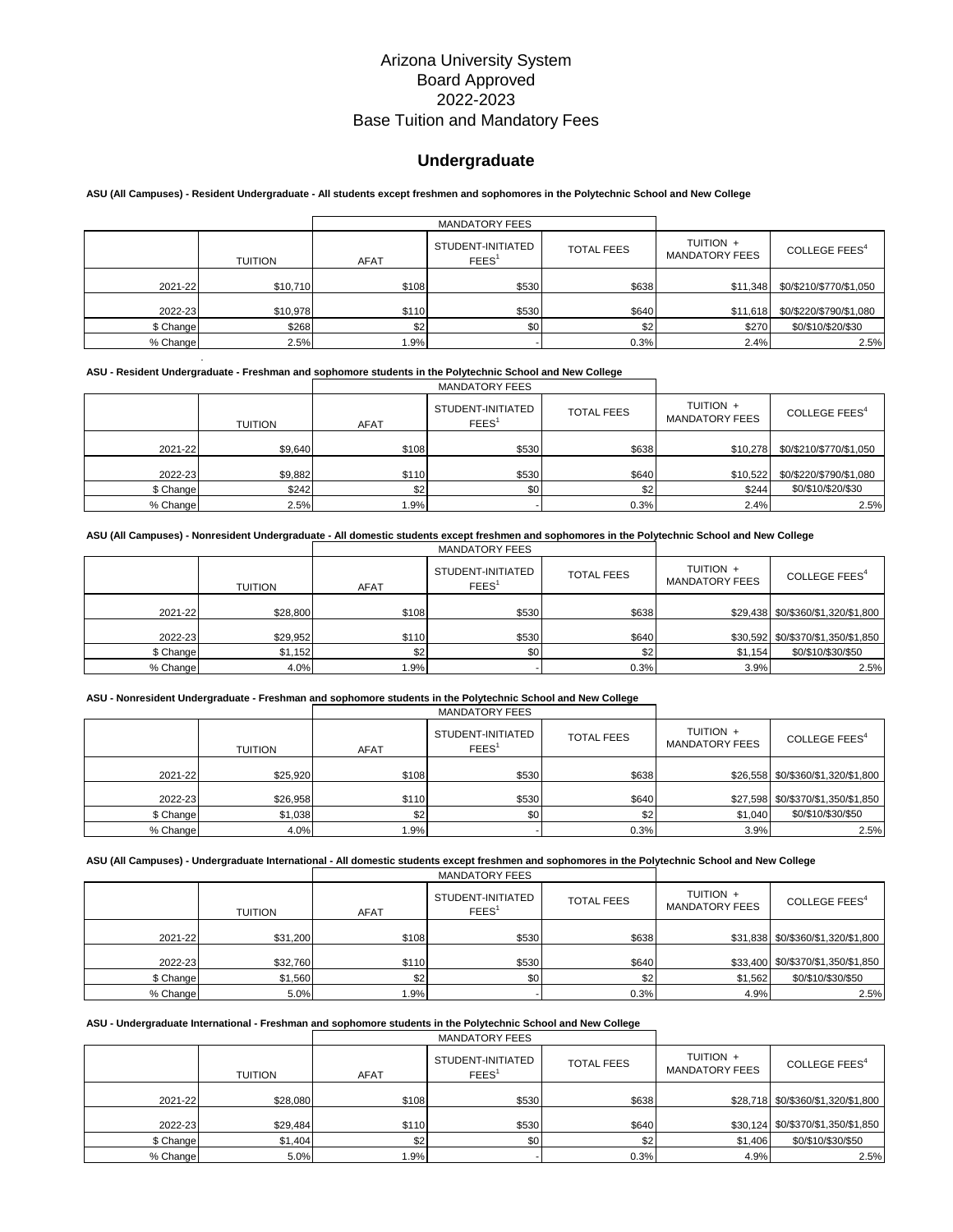# Arizona University System
# Board Approved
# 2022-2023
# Base Tuition and Mandatory Fees

## Undergraduate

**ASU (All Campuses) - Resident Undergraduate - All students except freshmen and sophomores in the Polytechnic School and New College**

| | | MANDATORY FEES | | | | |
|---|---|---|---|---|---|---|
| | TUITION | AFAT | STUDENT-INITIATED FEES[1] | TOTAL FEES | TUITION + MANDATORY FEES | COLLEGE FEES[4] |
| 2021-22 | $10,710 | $108 | $530 | $638 | $11,348 | $0/$210/$770/$1,050 |
| 2022-23 | $10,978 | $110 | $530 | $640 | $11,618 | $0/$220/$790/$1,080 |
| $ Change | $268 | $2 | $0 | $2 | $270 | $0/$10/$20/$30 |
| % Change | 2.5% | 1.9% | - | 0.3% | 2.4% | 2.5% |

**ASU - Resident Undergraduate - Freshman and sophomore students in the Polytechnic School and New College**

| | | MANDATORY FEES | | | | |
|---|---|---|---|---|---|---|
| | TUITION | AFAT | STUDENT-INITIATED FEES[1] | TOTAL FEES | TUITION + MANDATORY FEES | COLLEGE FEES[4] |
| 2021-22 | $9,640 | $108 | $530 | $638 | $10,278 | $0/$210/$770/$1,050 |
| 2022-23 | $9,882 | $110 | $530 | $640 | $10,522 | $0/$220/$790/$1,080 |
| $ Change | $242 | $2 | $0 | $2 | $244 | $0/$10/$20/$30 |
| % Change | 2.5% | 1.9% | - | 0.3% | 2.4% | 2.5% |

**ASU (All Campuses) - Nonresident Undergraduate - All domestic students except freshmen and sophomores in the Polytechnic School and New College**

| | | MANDATORY FEES | | | | |
|---|---|---|---|---|---|---|
| | TUITION | AFAT | STUDENT-INITIATED FEES[1] | TOTAL FEES | TUITION + MANDATORY FEES | COLLEGE FEES[4] |
| 2021-22 | $28,800 | $108 | $530 | $638 | $29,438 | $0/$360/$1,320/$1,800 |
| 2022-23 | $29,952 | $110 | $530 | $640 | $30,592 | $0/$370/$1,350/$1,850 |
| $ Change | $1,152 | $2 | $0 | $2 | $1,154 | $0/$10/$30/$50 |
| % Change | 4.0% | 1.9% | - | 0.3% | 3.9% | 2.5% |

**ASU - Nonresident Undergraduate - Freshman and sophomore students in the Polytechnic School and New College**

| | | MANDATORY FEES | | | | |
|---|---|---|---|---|---|---|
| | TUITION | AFAT | STUDENT-INITIATED FEES[1] | TOTAL FEES | TUITION + MANDATORY FEES | COLLEGE FEES[4] |
| 2021-22 | $25,920 | $108 | $530 | $638 | $26,558 | $0/$360/$1,320/$1,800 |
| 2022-23 | $26,958 | $110 | $530 | $640 | $27,598 | $0/$370/$1,350/$1,850 |
| $ Change | $1,038 | $2 | $0 | $2 | $1,040 | $0/$10/$30/$50 |
| % Change | 4.0% | 1.9% | - | 0.3% | 3.9% | 2.5% |

**ASU (All Campuses) - Undergraduate International - All domestic students except freshmen and sophomores in the Polytechnic School and New College**

| | | MANDATORY FEES | | | | |
|---|---|---|---|---|---|---|
| | TUITION | AFAT | STUDENT-INITIATED FEES[1] | TOTAL FEES | TUITION + MANDATORY FEES | COLLEGE FEES[4] |
| 2021-22 | $31,200 | $108 | $530 | $638 | $31,838 | $0/$360/$1,320/$1,800 |
| 2022-23 | $32,760 | $110 | $530 | $640 | $33,400 | $0/$370/$1,350/$1,850 |
| $ Change | $1,560 | $2 | $0 | $2 | $1,562 | $0/$10/$30/$50 |
| % Change | 5.0% | 1.9% | - | 0.3% | 4.9% | 2.5% |

**ASU - Undergraduate International - Freshman and sophomore students in the Polytechnic School and New College**

| | | MANDATORY FEES | | | | |
|---|---|---|---|---|---|---|
| | TUITION | AFAT | STUDENT-INITIATED FEES[1] | TOTAL FEES | TUITION + MANDATORY FEES | COLLEGE FEES[4] |
| 2021-22 | $28,080 | $108 | $530 | $638 | $28,718 | $0/$360/$1,320/$1,800 |
| 2022-23 | $29,484 | $110 | $530 | $640 | $30,124 | $0/$370/$1,350/$1,850 |
| $ Change | $1,404 | $2 | $0 | $2 | $1,406 | $0/$10/$30/$50 |
| % Change | 5.0% | 1.9% | - | 0.3% | 4.9% | 2.5% |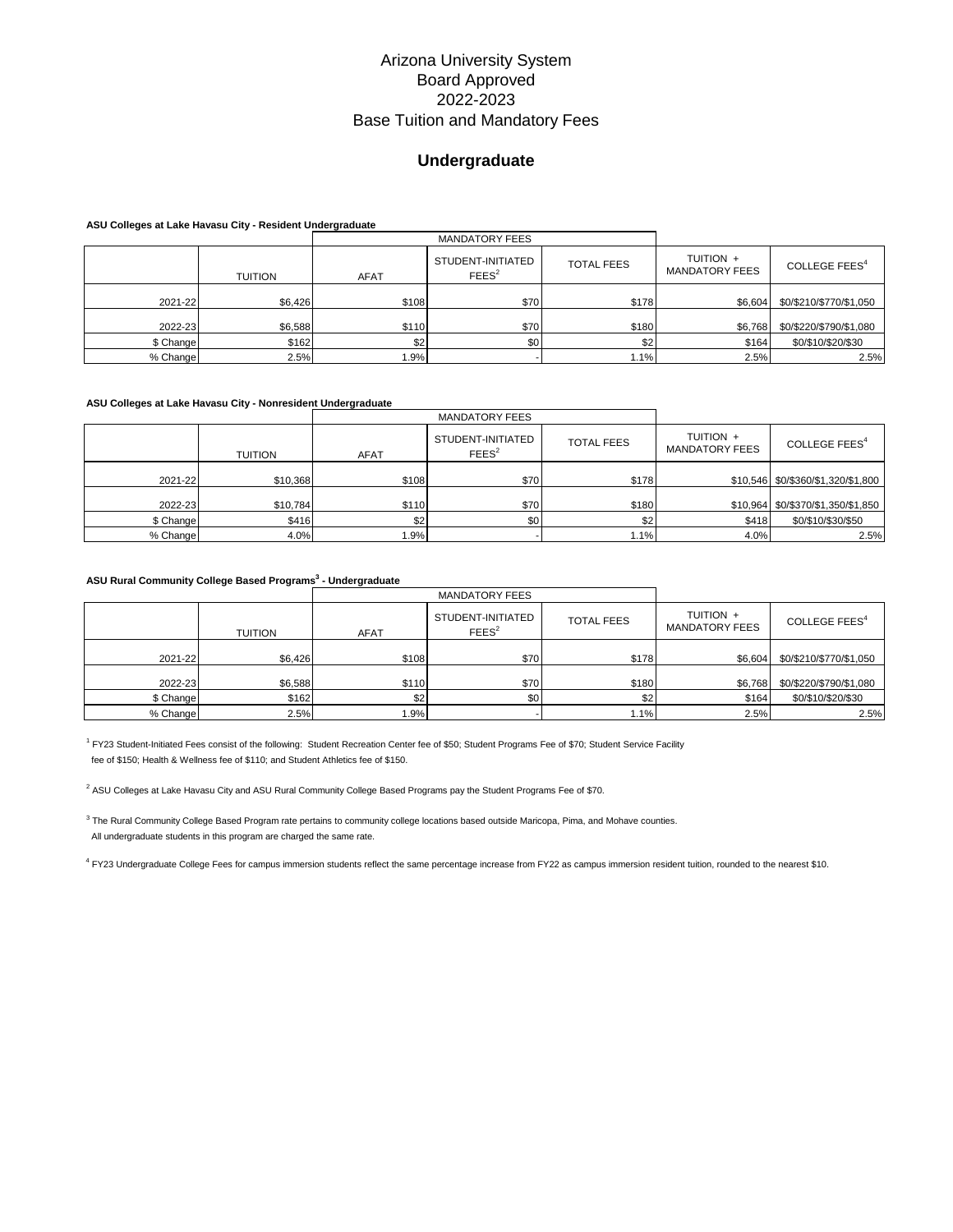# Arizona University System
# Board Approved
# 2022-2023
# Base Tuition and Mandatory Fees

## Undergraduate

**ASU Colleges at Lake Havasu City - Resident Undergraduate**

| | | MANDATORY FEES | | | | |
|---|---|---|---|---|---|---|
| | TUITION | AFAT | STUDENT-INITIATED FEES[2] | TOTAL FEES | TUITION + MANDATORY FEES | COLLEGE FEES[4] |
| 2021-22 | $6,426 | $108 | $70 | $178 | $6,604 | $0/$210/$770/$1,050 |
| 2022-23 | $6,588 | $110 | $70 | $180 | $6,768 | $0/$220/$790/$1,080 |
| $ Change | $162 | $2 | $0 | $2 | $164 | $0/$10/$20/$30 |
| % Change | 2.5% | 1.9% | - | 1.1% | 2.5% | 2.5% |

**ASU Colleges at Lake Havasu City - Nonresident Undergraduate**

| | | MANDATORY FEES | | | | |
|---|---|---|---|---|---|---|
| | TUITION | AFAT | STUDENT-INITIATED FEES[2] | TOTAL FEES | TUITION + MANDATORY FEES | COLLEGE FEES[4] |
| 2021-22 | $10,368 | $108 | $70 | $178 | $10,546 | $0/$360/$1,320/$1,800 |
| 2022-23 | $10,784 | $110 | $70 | $180 | $10,964 | $0/$370/$1,350/$1,850 |
| $ Change | $416 | $2 | $0 | $2 | $418 | $0/$10/$30/$50 |
| % Change | 4.0% | 1.9% | - | 1.1% | 4.0% | 2.5% |

**ASU Rural Community College Based Programs[3] - Undergraduate**

| | | MANDATORY FEES | | | | |
|---|---|---|---|---|---|---|
| | TUITION | AFAT | STUDENT-INITIATED FEES[2] | TOTAL FEES | TUITION + MANDATORY FEES | COLLEGE FEES[4] |
| 2021-22 | $6,426 | $108 | $70 | $178 | $6,604 | $0/$210/$770/$1,050 |
| 2022-23 | $6,588 | $110 | $70 | $180 | $6,768 | $0/$220/$790/$1,080 |
| $ Change | $162 | $2 | $0 | $2 | $164 | $0/$10/$20/$30 |
| % Change | 2.5% | 1.9% | - | 1.1% | 2.5% | 2.5% |

[1] FY23 Student-Initiated Fees consist of the following: Student Recreation Center fee of $50; Student Programs Fee of $70; Student Service Facility fee of $150; Health & Wellness fee of $110; and Student Athletics fee of $150.

[2] ASU Colleges at Lake Havasu City and ASU Rural Community College Based Programs pay the Student Programs Fee of $70.

[3] The Rural Community College Based Program rate pertains to community college locations based outside Maricopa, Pima, and Mohave counties. All undergraduate students in this program are charged the same rate.

[4] FY23 Undergraduate College Fees for campus immersion students reflect the same percentage increase from FY22 as campus immersion resident tuition, rounded to the nearest $10.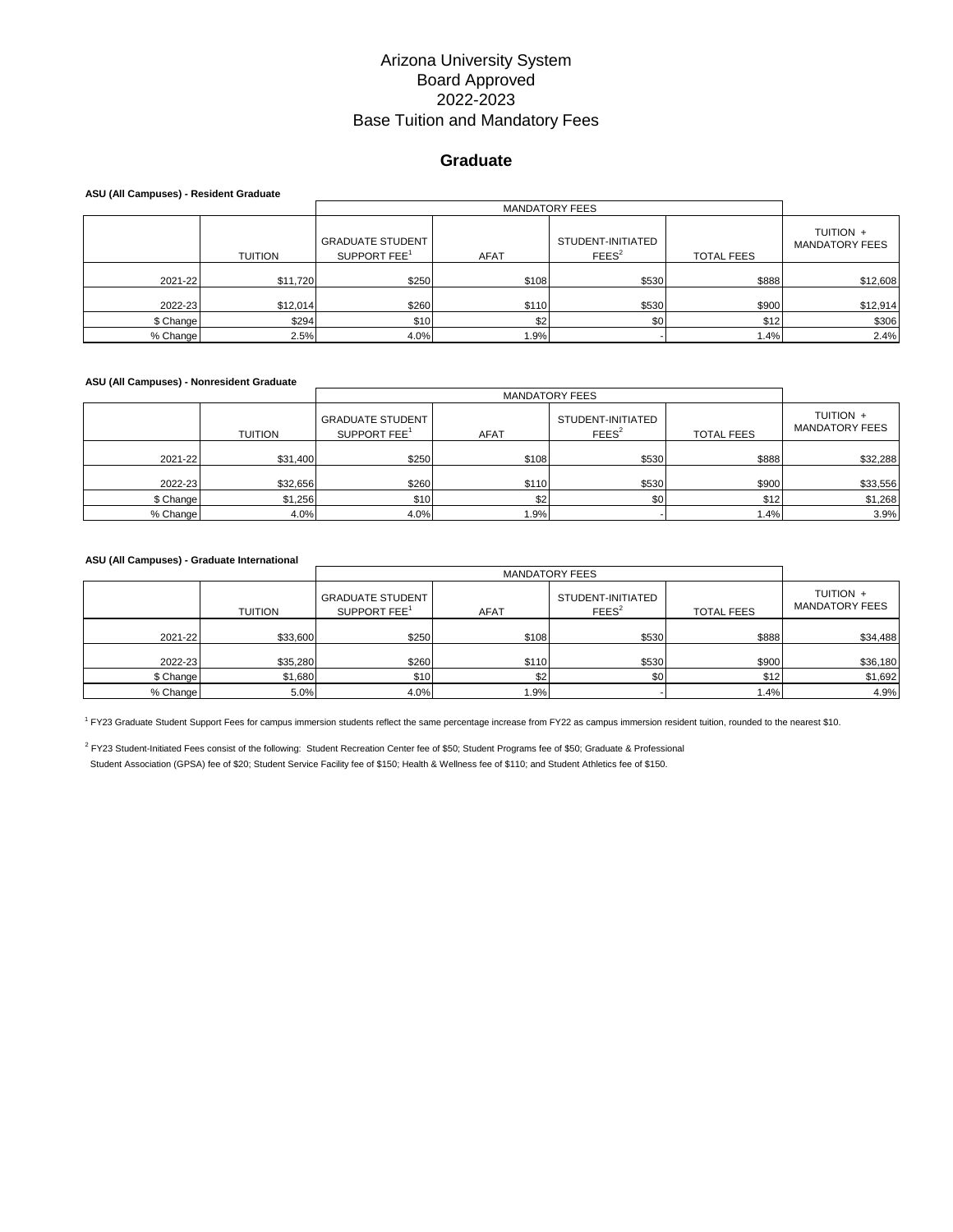# Arizona University System
# Board Approved
# 2022-2023
# Base Tuition and Mandatory Fees

## Graduate

**ASU (All Campuses) - Resident Graduate**

| | | MANDATORY FEES | | | | |
|---|---|---|---|---|---|---|
| | TUITION | GRADUATE STUDENT SUPPORT FEE[1] | AFAT | STUDENT-INITIATED FEES[2] | TOTAL FEES | TUITION + MANDATORY FEES |
| 2021-22 | $11,720 | $250 | $108 | $530 | $888 | $12,608 |
| 2022-23 | $12,014 | $260 | $110 | $530 | $900 | $12,914 |
| $ Change | $294 | $10 | $2 | $0 | $12 | $306 |
| % Change | 2.5% | 4.0% | 1.9% | - | 1.4% | 2.4% |

**ASU (All Campuses) - Nonresident Graduate**

| | | MANDATORY FEES | | | | |
|---|---|---|---|---|---|---|
| | TUITION | GRADUATE STUDENT SUPPORT FEE[1] | AFAT | STUDENT-INITIATED FEES[2] | TOTAL FEES | TUITION + MANDATORY FEES |
| 2021-22 | $31,400 | $250 | $108 | $530 | $888 | $32,288 |
| 2022-23 | $32,656 | $260 | $110 | $530 | $900 | $33,556 |
| $ Change | $1,256 | $10 | $2 | $0 | $12 | $1,268 |
| % Change | 4.0% | 4.0% | 1.9% | - | 1.4% | 3.9% |

**ASU (All Campuses) - Graduate International**

| | | MANDATORY FEES | | | | |
|---|---|---|---|---|---|---|
| | TUITION | GRADUATE STUDENT SUPPORT FEE[1] | AFAT | STUDENT-INITIATED FEES[2] | TOTAL FEES | TUITION + MANDATORY FEES |
| 2021-22 | $33,600 | $250 | $108 | $530 | $888 | $34,488 |
| 2022-23 | $35,280 | $260 | $110 | $530 | $900 | $36,180 |
| $ Change | $1,680 | $10 | $2 | $0 | $12 | $1,692 |
| % Change | 5.0% | 4.0% | 1.9% | - | 1.4% | 4.9% |

[1] FY23 Graduate Student Support Fees for campus immersion students reflect the same percentage increase from FY22 as campus immersion resident tuition, rounded to the nearest $10.

[2] FY23 Student-Initiated Fees consist of the following: Student Recreation Center fee of $50; Student Programs fee of $50; Graduate & Professional Student Association (GPSA) fee of $20; Student Service Facility fee of $150; Health & Wellness fee of $110; and Student Athletics fee of $150.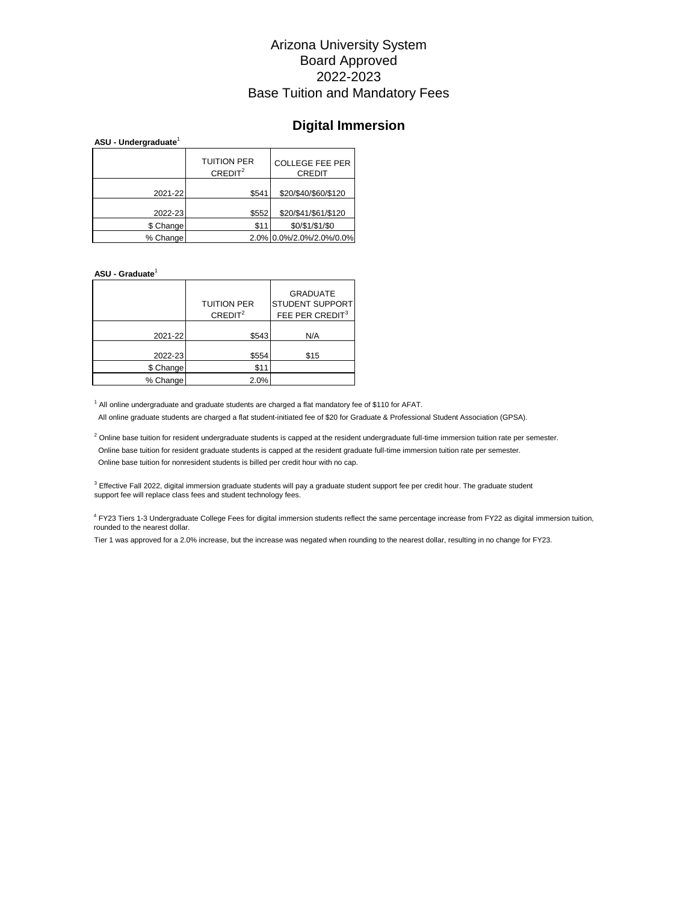# Arizona University System
# Board Approved
# 2022-2023
# Base Tuition and Mandatory Fees

## Digital Immersion

**ASU - Undergraduate**[1]

| | TUITION PER CREDIT[2] | COLLEGE FEE PER CREDIT |
|---|---|---|
| 2021-22 | $541 | $20/$40/$60/$120 |
| 2022-23 | $552 | $20/$41/$61/$120 |
| $ Change | $11 | $0/$1/$1/$0 |
| % Change | 2.0% | 0.0%/2.0%/2.0%/0.0% |

**ASU - Graduate**[1]

| | TUITION PER CREDIT[2] | GRADUATE STUDENT SUPPORT FEE PER CREDIT[3] |
|---|---|---|
| 2021-22 | $543 | N/A |
| 2022-23 | $554 | $15 |
| $ Change | $11 | |
| % Change | 2.0% | |

[1] All online undergraduate and graduate students are charged a flat mandatory fee of $110 for AFAT.
All online graduate students are charged a flat student-initiated fee of $20 for Graduate & Professional Student Association (GPSA).

[2] Online base tuition for resident undergraduate students is capped at the resident undergraduate full-time immersion tuition rate per semester.
Online base tuition for resident graduate students is capped at the resident graduate full-time immersion tuition rate per semester.
Online base tuition for nonresident students is billed per credit hour with no cap.

[3] Effective Fall 2022, digital immersion graduate students will pay a graduate student support fee per credit hour. The graduate student support fee will replace class fees and student technology fees.

[4] FY23 Tiers 1-3 Undergraduate College Fees for digital immersion students reflect the same percentage increase from FY22 as digital immersion tuition, rounded to the nearest dollar.
Tier 1 was approved for a 2.0% increase, but the increase was negated when rounding to the nearest dollar, resulting in no change for FY23.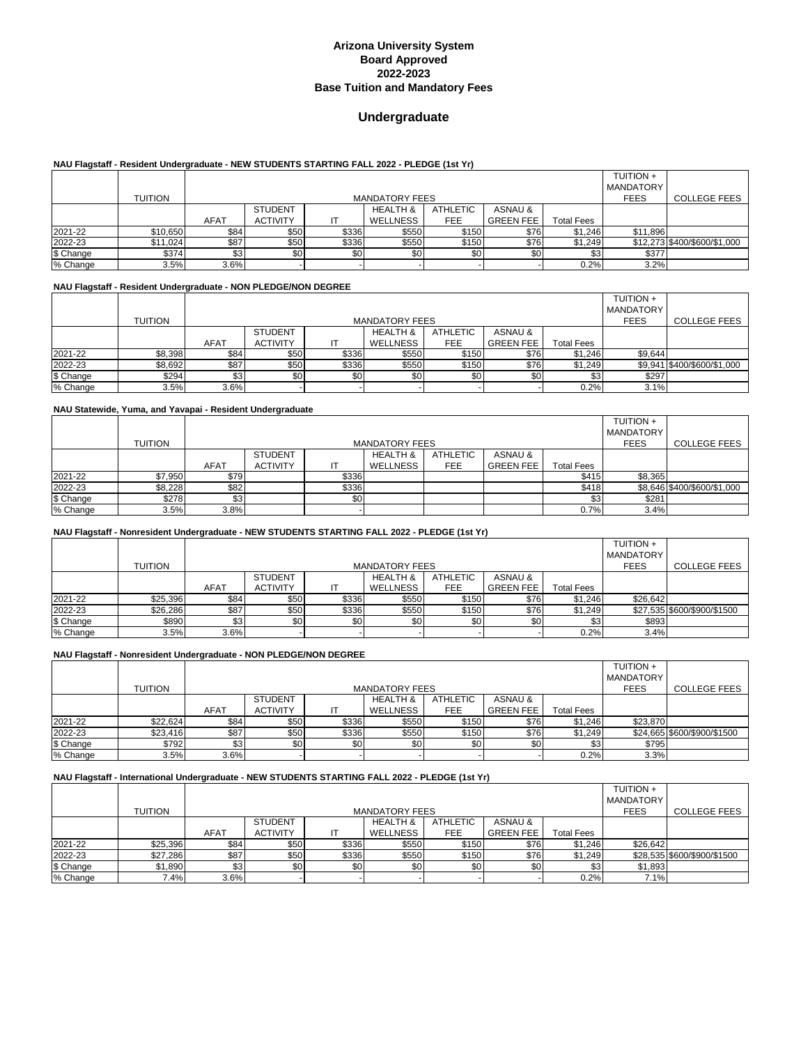# Arizona University System
# Board Approved
# 2022-2023
# Base Tuition and Mandatory Fees

## Undergraduate

**NAU Flagstaff - Resident Undergraduate - NEW STUDENTS STARTING FALL 2022 - PLEDGE (1st Yr)**

| | TUITION | MANDATORY FEES | | | | | | | TUITION + MANDATORY FEES | COLLEGE FEES |
|---|---|---|---|---|---|---|---|---|---|---|
| | | AFAT | STUDENT ACTIVITY | IT | HEALTH & WELLNESS | ATHLETIC FEE | ASNAU & GREEN FEE | Total Fees | | |
| 2021-22 | $10,650 | $84 | $50 | $336 | $550 | $150 | $76 | $1,246 | $11,896 | |
| 2022-23 | $11,024 | $87 | $50 | $336 | $550 | $150 | $76 | $1,249 | $12,273 | $400/$600/$1,000 |
| $ Change | $374 | $3 | $0 | $0 | $0 | $0 | $0 | $3 | $377 | |
| % Change | 3.5% | 3.6% | - | - | - | - | - | 0.2% | 3.2% | |

**NAU Flagstaff - Resident Undergraduate - NON PLEDGE/NON DEGREE**

| | TUITION | MANDATORY FEES | | | | | | | TUITION + MANDATORY FEES | COLLEGE FEES |
|---|---|---|---|---|---|---|---|---|---|---|
| | | AFAT | STUDENT ACTIVITY | IT | HEALTH & WELLNESS | ATHLETIC FEE | ASNAU & GREEN FEE | Total Fees | | |
| 2021-22 | $8,398 | $84 | $50 | $336 | $550 | $150 | $76 | $1,246 | $9,644 | |
| 2022-23 | $8,692 | $87 | $50 | $336 | $550 | $150 | $76 | $1,249 | $9,941 | $400/$600/$1,000 |
| $ Change | $294 | $3 | $0 | $0 | $0 | $0 | $0 | $3 | $297 | |
| % Change | 3.5% | 3.6% | - | - | - | - | - | 0.2% | 3.1% | |

**NAU Statewide, Yuma, and Yavapai - Resident Undergraduate**

| | TUITION | MANDATORY FEES | | | | | | | TUITION + MANDATORY FEES | COLLEGE FEES |
|---|---|---|---|---|---|---|---|---|---|---|
| | | AFAT | STUDENT ACTIVITY | IT | HEALTH & WELLNESS | ATHLETIC FEE | ASNAU & GREEN FEE | Total Fees | | |
| 2021-22 | $7,950 | $79 | | $336 | | | | $415 | $8,365 | |
| 2022-23 | $8,228 | $82 | | $336 | | | | $418 | $8,646 | $400/$600/$1,000 |
| $ Change | $278 | $3 | | $0 | | | | $3 | $281 | |
| % Change | 3.5% | 3.8% | | - | | | | 0.7% | 3.4% | |

**NAU Flagstaff - Nonresident Undergraduate - NEW STUDENTS STARTING FALL 2022 - PLEDGE (1st Yr)**

| | TUITION | MANDATORY FEES | | | | | | | TUITION + MANDATORY FEES | COLLEGE FEES |
|---|---|---|---|---|---|---|---|---|---|---|
| | | AFAT | STUDENT ACTIVITY | IT | HEALTH & WELLNESS | ATHLETIC FEE | ASNAU & GREEN FEE | Total Fees | | |
| 2021-22 | $25,396 | $84 | $50 | $336 | $550 | $150 | $76 | $1,246 | $26,642 | |
| 2022-23 | $26,286 | $87 | $50 | $336 | $550 | $150 | $76 | $1,249 | $27,535 | $600/$900/$1500 |
| $ Change | $890 | $3 | $0 | $0 | $0 | $0 | $0 | $3 | $893 | |
| % Change | 3.5% | 3.6% | - | - | - | - | - | 0.2% | 3.4% | |

**NAU Flagstaff - Nonresident Undergraduate - NON PLEDGE/NON DEGREE**

| | TUITION | MANDATORY FEES | | | | | | | TUITION + MANDATORY FEES | COLLEGE FEES |
|---|---|---|---|---|---|---|---|---|---|---|
| | | AFAT | STUDENT ACTIVITY | IT | HEALTH & WELLNESS | ATHLETIC FEE | ASNAU & GREEN FEE | Total Fees | | |
| 2021-22 | $22,624 | $84 | $50 | $336 | $550 | $150 | $76 | $1,246 | $23,870 | |
| 2022-23 | $23,416 | $87 | $50 | $336 | $550 | $150 | $76 | $1,249 | $24,665 | $600/$900/$1500 |
| $ Change | $792 | $3 | $0 | $0 | $0 | $0 | $0 | $3 | $795 | |
| % Change | 3.5% | 3.6% | - | - | - | - | - | 0.2% | 3.3% | |

**NAU Flagstaff - International Undergraduate - NEW STUDENTS STARTING FALL 2022 - PLEDGE (1st Yr)**

| | TUITION | MANDATORY FEES | | | | | | | TUITION + MANDATORY FEES | COLLEGE FEES |
|---|---|---|---|---|---|---|---|---|---|---|
| | | AFAT | STUDENT ACTIVITY | IT | HEALTH & WELLNESS | ATHLETIC FEE | ASNAU & GREEN FEE | Total Fees | | |
| 2021-22 | $25,396 | $84 | $50 | $336 | $550 | $150 | $76 | $1,246 | $26,642 | |
| 2022-23 | $27,286 | $87 | $50 | $336 | $550 | $150 | $76 | $1,249 | $28,535 | $600/$900/$1500 |
| $ Change | $1,890 | $3 | $0 | $0 | $0 | $0 | $0 | $3 | $1,893 | |
| % Change | 7.4% | 3.6% | - | - | - | - | - | 0.2% | 7.1% | |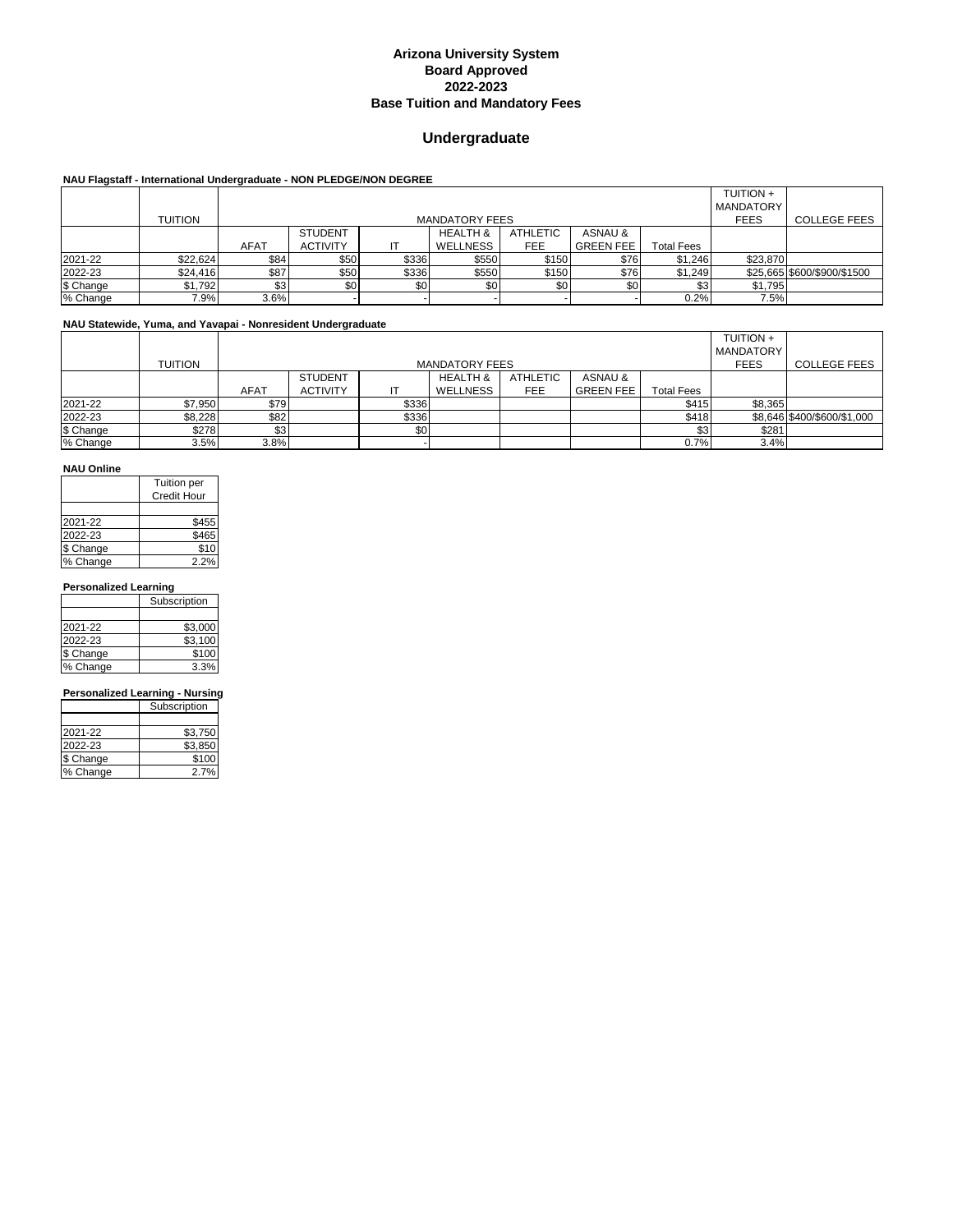# Arizona University System
# Board Approved
# 2022-2023
# Base Tuition and Mandatory Fees

## Undergraduate

**NAU Flagstaff - International Undergraduate - NON PLEDGE/NON DEGREE**

| | TUITION | MANDATORY FEES | | | | | | | TUITION + MANDATORY FEES | COLLEGE FEES |
|---|---|---|---|---|---|---|---|---|---|---|
| | | AFAT | STUDENT ACTIVITY | IT | HEALTH & WELLNESS | ATHLETIC FEE | ASNAU & GREEN FEE | Total Fees | | |
| 2021-22 | $22,624 | $84 | $50 | $336 | $550 | $150 | $76 | $1,246 | $23,870 | |
| 2022-23 | $24,416 | $87 | $50 | $336 | $550 | $150 | $76 | $1,249 | $25,665 | $600/$900/$1500 |
| $ Change | $1,792 | $3 | $0 | $0 | $0 | $0 | $0 | $3 | $1,795 | |
| % Change | 7.9% | 3.6% | - | - | - | - | - | 0.2% | 7.5% | |

**NAU Statewide, Yuma, and Yavapai - Nonresident Undergraduate**

| | TUITION | MANDATORY FEES | | | | | | | TUITION + MANDATORY FEES | COLLEGE FEES |
|---|---|---|---|---|---|---|---|---|---|---|
| | | AFAT | STUDENT ACTIVITY | IT | HEALTH & WELLNESS | ATHLETIC FEE | ASNAU & GREEN FEE | Total Fees | | |
| 2021-22 | $7,950 | $79 | | $336 | | | | $415 | $8,365 | |
| 2022-23 | $8,228 | $82 | | $336 | | | | $418 | $8,646 | $400/$600/$1,000 |
| $ Change | $278 | $3 | | $0 | | | | $3 | $281 | |
| % Change | 3.5% | 3.8% | | - | | | | 0.7% | 3.4% | |

**NAU Online**

| | Tuition per Credit Hour |
|---|---|
| 2021-22 | $455 |
| 2022-23 | $465 |
| $ Change | $10 |
| % Change | 2.2% |

**Personalized Learning**

| | Subscription |
|---|---|
| 2021-22 | $3,000 |
| 2022-23 | $3,100 |
| $ Change | $100 |
| % Change | 3.3% |

**Personalized Learning - Nursing**

| | Subscription |
|---|---|
| 2021-22 | $3,750 |
| 2022-23 | $3,850 |
| $ Change | $100 |
| % Change | 2.7% |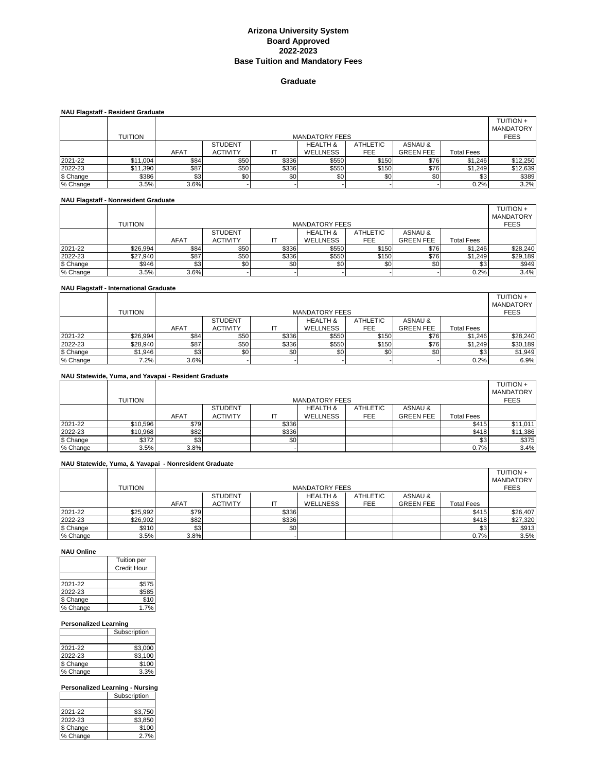# Arizona University System
# Board Approved
# 2022-2023
# Base Tuition and Mandatory Fees

## Graduate

**NAU Flagstaff - Resident Graduate**

| | TUITION | MANDATORY FEES | | | | | | | TUITION + MANDATORY FEES |
|---|---|---|---|---|---|---|---|---|---|
| | | AFAT | STUDENT ACTIVITY | IT | HEALTH & WELLNESS | ATHLETIC FEE | ASNAU & GREEN FEE | Total Fees | |
| 2021-22 | $11,004 | $84 | $50 | $336 | $550 | $150 | $76 | $1,246 | $12,250 |
| 2022-23 | $11,390 | $87 | $50 | $336 | $550 | $150 | $76 | $1,249 | $12,639 |
| $ Change | $386 | $3 | $0 | $0 | $0 | $0 | $0 | $3 | $389 |
| % Change | 3.5% | 3.6% | - | - | - | - | - | 0.2% | 3.2% |

**NAU Flagstaff - Nonresident Graduate**

| | TUITION | MANDATORY FEES | | | | | | | TUITION + MANDATORY FEES |
|---|---|---|---|---|---|---|---|---|---|
| | | AFAT | STUDENT ACTIVITY | IT | HEALTH & WELLNESS | ATHLETIC FEE | ASNAU & GREEN FEE | Total Fees | |
| 2021-22 | $26,994 | $84 | $50 | $336 | $550 | $150 | $76 | $1,246 | $28,240 |
| 2022-23 | $27,940 | $87 | $50 | $336 | $550 | $150 | $76 | $1,249 | $29,189 |
| $ Change | $946 | $3 | $0 | $0 | $0 | $0 | $0 | $3 | $949 |
| % Change | 3.5% | 3.6% | - | - | - | - | - | 0.2% | 3.4% |

**NAU Flagstaff - International Graduate**

| | TUITION | MANDATORY FEES | | | | | | | TUITION + MANDATORY FEES |
|---|---|---|---|---|---|---|---|---|---|
| | | AFAT | STUDENT ACTIVITY | IT | HEALTH & WELLNESS | ATHLETIC FEE | ASNAU & GREEN FEE | Total Fees | |
| 2021-22 | $26,994 | $84 | $50 | $336 | $550 | $150 | $76 | $1,246 | $28,240 |
| 2022-23 | $28,940 | $87 | $50 | $336 | $550 | $150 | $76 | $1,249 | $30,189 |
| $ Change | $1,946 | $3 | $0 | $0 | $0 | $0 | $0 | $3 | $1,949 |
| % Change | 7.2% | 3.6% | - | - | - | - | - | 0.2% | 6.9% |

**NAU Statewide, Yuma, and Yavapai - Resident Graduate**

| | TUITION | MANDATORY FEES | | | | | | | TUITION + MANDATORY FEES |
|---|---|---|---|---|---|---|---|---|---|
| | | AFAT | STUDENT ACTIVITY | IT | HEALTH & WELLNESS | ATHLETIC FEE | ASNAU & GREEN FEE | Total Fees | |
| 2021-22 | $10,596 | $79 | | $336 | | | | $415 | $11,011 |
| 2022-23 | $10,968 | $82 | | $336 | | | | $418 | $11,386 |
| $ Change | $372 | $3 | | $0 | | | | $3 | $375 |
| % Change | 3.5% | 3.8% | | - | | | | 0.7% | 3.4% |

**NAU Statewide, Yuma, & Yavapai - Nonresident Graduate**

| | TUITION | MANDATORY FEES | | | | | | | TUITION + MANDATORY FEES |
|---|---|---|---|---|---|---|---|---|---|
| | | AFAT | STUDENT ACTIVITY | IT | HEALTH & WELLNESS | ATHLETIC FEE | ASNAU & GREEN FEE | Total Fees | |
| 2021-22 | $25,992 | $79 | | $336 | | | | $415 | $26,407 |
| 2022-23 | $26,902 | $82 | | $336 | | | | $418 | $27,320 |
| $ Change | $910 | $3 | | $0 | | | | $3 | $913 |
| % Change | 3.5% | 3.8% | | - | | | | 0.7% | 3.5% |

**NAU Online**

| | Tuition per Credit Hour |
|---|---|
| 2021-22 | $575 |
| 2022-23 | $585 |
| $ Change | $10 |
| % Change | 1.7% |

**Personalized Learning**

| | Subscription |
|---|---|
| 2021-22 | $3,000 |
| 2022-23 | $3,100 |
| $ Change | $100 |
| % Change | 3.3% |

**Personalized Learning - Nursing**

| | Subscription |
|---|---|
| 2021-22 | $3,750 |
| 2022-23 | $3,850 |
| $ Change | $100 |
| % Change | 2.7% |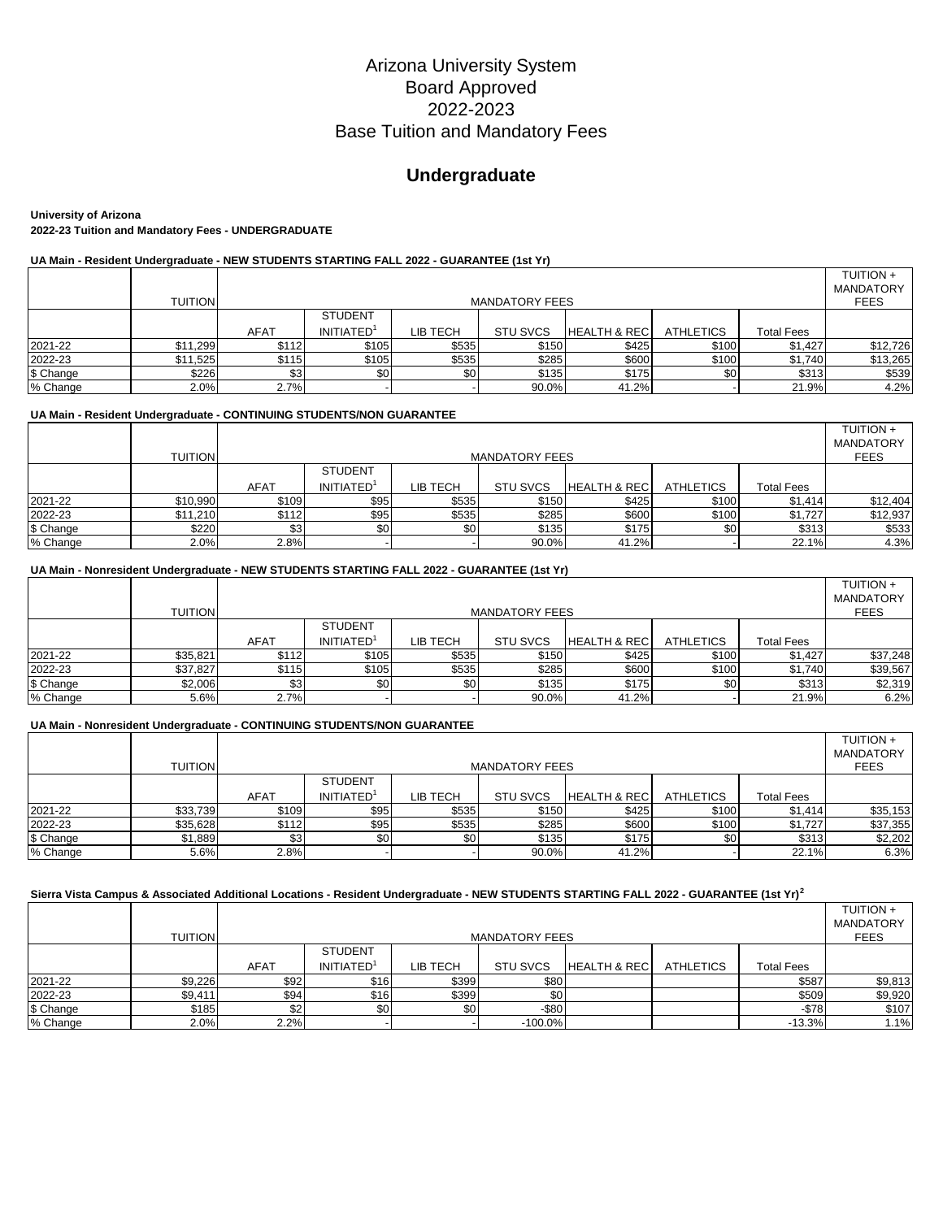# Arizona University System
# Board Approved
# 2022-2023
# Base Tuition and Mandatory Fees

## Undergraduate

**University of Arizona**
**2022-23 Tuition and Mandatory Fees - UNDERGRADUATE**

**UA Main - Resident Undergraduate - NEW STUDENTS STARTING FALL 2022 - GUARANTEE (1st Yr)**

| | TUITION | MANDATORY FEES | | | | | | | TUITION + MANDATORY FEES |
|---|---|---|---|---|---|---|---|---|---|
| | | AFAT | STUDENT INITIATED[1] | LIB TECH | STU SVCS | HEALTH & REC | ATHLETICS | Total Fees | |
| 2021-22 | $11,299 | $112 | $105 | $535 | $150 | $425 | $100 | $1,427 | $12,726 |
| 2022-23 | $11,525 | $115 | $105 | $535 | $285 | $600 | $100 | $1,740 | $13,265 |
| $ Change | $226 | $3 | $0 | $0 | $135 | $175 | $0 | $313 | $539 |
| % Change | 2.0% | 2.7% | - | - | 90.0% | 41.2% | - | 21.9% | 4.2% |

**UA Main - Resident Undergraduate - CONTINUING STUDENTS/NON GUARANTEE**

| | TUITION | MANDATORY FEES | | | | | | | TUITION + MANDATORY FEES |
|---|---|---|---|---|---|---|---|---|---|
| | | AFAT | STUDENT INITIATED[1] | LIB TECH | STU SVCS | HEALTH & REC | ATHLETICS | Total Fees | |
| 2021-22 | $10,990 | $109 | $95 | $535 | $150 | $425 | $100 | $1,414 | $12,404 |
| 2022-23 | $11,210 | $112 | $95 | $535 | $285 | $600 | $100 | $1,727 | $12,937 |
| $ Change | $220 | $3 | $0 | $0 | $135 | $175 | $0 | $313 | $533 |
| % Change | 2.0% | 2.8% | - | - | 90.0% | 41.2% | - | 22.1% | 4.3% |

**UA Main - Nonresident Undergraduate - NEW STUDENTS STARTING FALL 2022 - GUARANTEE (1st Yr)**

| | TUITION | MANDATORY FEES | | | | | | | TUITION + MANDATORY FEES |
|---|---|---|---|---|---|---|---|---|---|
| | | AFAT | STUDENT INITIATED[1] | LIB TECH | STU SVCS | HEALTH & REC | ATHLETICS | Total Fees | |
| 2021-22 | $35,821 | $112 | $105 | $535 | $150 | $425 | $100 | $1,427 | $37,248 |
| 2022-23 | $37,827 | $115 | $105 | $535 | $285 | $600 | $100 | $1,740 | $39,567 |
| $ Change | $2,006 | $3 | $0 | $0 | $135 | $175 | $0 | $313 | $2,319 |
| % Change | 5.6% | 2.7% | - | - | 90.0% | 41.2% | - | 21.9% | 6.2% |

**UA Main - Nonresident Undergraduate - CONTINUING STUDENTS/NON GUARANTEE**

| | TUITION | MANDATORY FEES | | | | | | | TUITION + MANDATORY FEES |
|---|---|---|---|---|---|---|---|---|---|
| | | AFAT | STUDENT INITIATED[1] | LIB TECH | STU SVCS | HEALTH & REC | ATHLETICS | Total Fees | |
| 2021-22 | $33,739 | $109 | $95 | $535 | $150 | $425 | $100 | $1,414 | $35,153 |
| 2022-23 | $35,628 | $112 | $95 | $535 | $285 | $600 | $100 | $1,727 | $37,355 |
| $ Change | $1,889 | $3 | $0 | $0 | $135 | $175 | $0 | $313 | $2,202 |
| % Change | 5.6% | 2.8% | - | - | 90.0% | 41.2% | - | 22.1% | 6.3% |

**Sierra Vista Campus & Associated Additional Locations - Resident Undergraduate - NEW STUDENTS STARTING FALL 2022 - GUARANTEE (1st Yr)[2]**

| | TUITION | MANDATORY FEES | | | | | | | TUITION + MANDATORY FEES |
|---|---|---|---|---|---|---|---|---|---|
| | | AFAT | STUDENT INITIATED[1] | LIB TECH | STU SVCS | HEALTH & REC | ATHLETICS | Total Fees | |
| 2021-22 | $9,226 | $92 | $16 | $399 | $80 | | | $587 | $9,813 |
| 2022-23 | $9,411 | $94 | $16 | $399 | $0 | | | $509 | $9,920 |
| $ Change | $185 | $2 | $0 | $0 | -$80 | | | -$78 | $107 |
| % Change | 2.0% | 2.2% | - | - | -100.0% | | | -13.3% | 1.1% |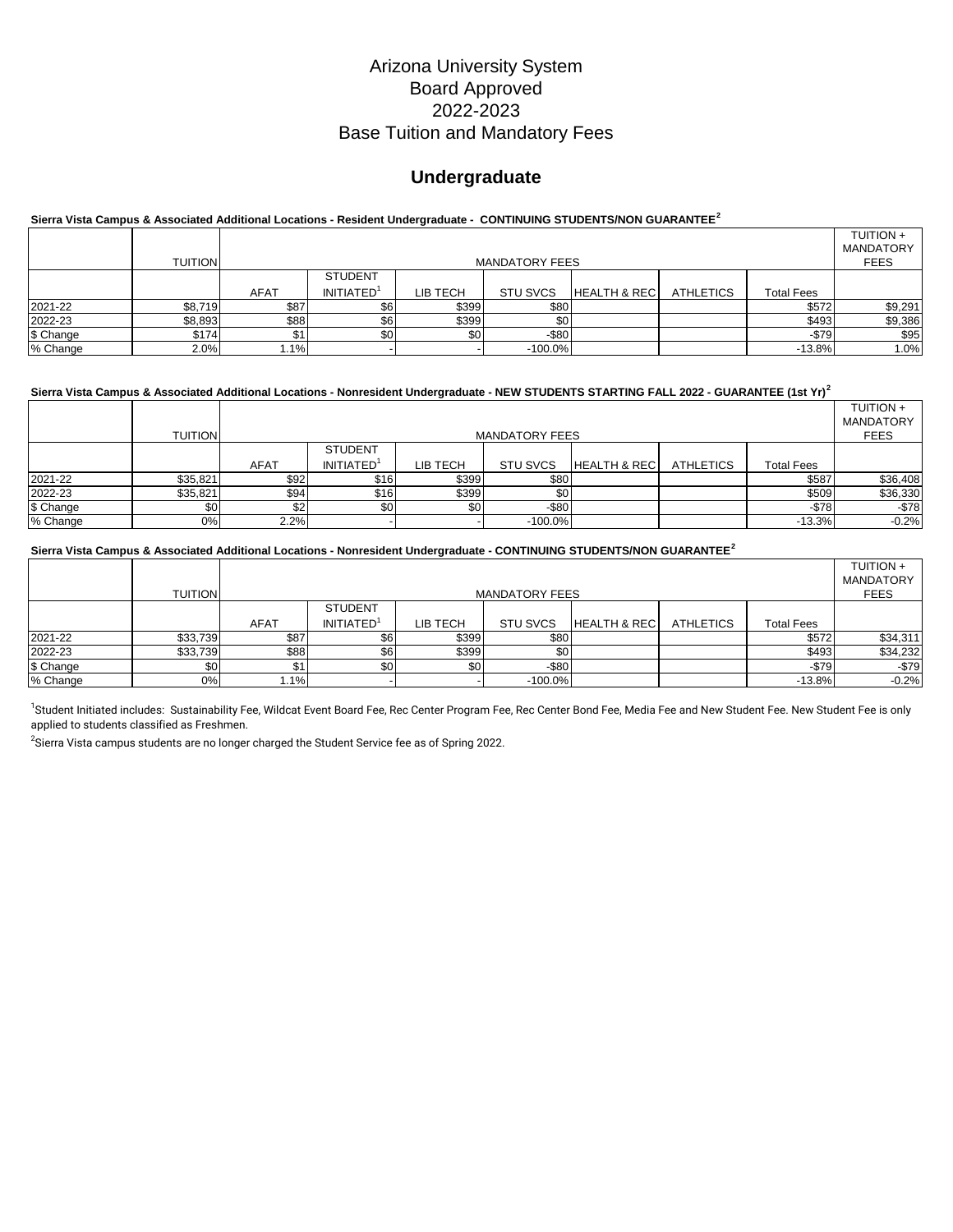# Arizona University System
# Board Approved
# 2022-2023
# Base Tuition and Mandatory Fees

## Undergraduate

**Sierra Vista Campus & Associated Additional Locations - Resident Undergraduate - CONTINUING STUDENTS/NON GUARANTEE[2]**

| | TUITION | MANDATORY FEES | | | | | | | TUITION + MANDATORY FEES |
|---|---|---|---|---|---|---|---|---|---|
| | | AFAT | STUDENT INITIATED[1] | LIB TECH | STU SVCS | HEALTH & REC | ATHLETICS | Total Fees | |
| 2021-22 | $8,719 | $87 | $6 | $399 | $80 | | | $572 | $9,291 |
| 2022-23 | $8,893 | $88 | $6 | $399 | $0 | | | $493 | $9,386 |
| $ Change | $174 | $1 | $0 | $0 | -$80 | | | -$79 | $95 |
| % Change | 2.0% | 1.1% | - | - | -100.0% | | | -13.8% | 1.0% |

**Sierra Vista Campus & Associated Additional Locations - Nonresident Undergraduate - NEW STUDENTS STARTING FALL 2022 - GUARANTEE (1st Yr)[2]**

| | TUITION | MANDATORY FEES | | | | | | | TUITION + MANDATORY FEES |
|---|---|---|---|---|---|---|---|---|---|
| | | AFAT | STUDENT INITIATED[1] | LIB TECH | STU SVCS | HEALTH & REC | ATHLETICS | Total Fees | |
| 2021-22 | $35,821 | $92 | $16 | $399 | $80 | | | $587 | $36,408 |
| 2022-23 | $35,821 | $94 | $16 | $399 | $0 | | | $509 | $36,330 |
| $ Change | $0 | $2 | $0 | $0 | -$80 | | | -$78 | -$78 |
| % Change | 0% | 2.2% | - | - | -100.0% | | | -13.3% | -0.2% |

**Sierra Vista Campus & Associated Additional Locations - Nonresident Undergraduate - CONTINUING STUDENTS/NON GUARANTEE[2]**

| | TUITION | MANDATORY FEES | | | | | | | TUITION + MANDATORY FEES |
|---|---|---|---|---|---|---|---|---|---|
| | | AFAT | STUDENT INITIATED[1] | LIB TECH | STU SVCS | HEALTH & REC | ATHLETICS | Total Fees | |
| 2021-22 | $33,739 | $87 | $6 | $399 | $80 | | | $572 | $34,311 |
| 2022-23 | $33,739 | $88 | $6 | $399 | $0 | | | $493 | $34,232 |
| $ Change | $0 | $1 | $0 | $0 | -$80 | | | -$79 | -$79 |
| % Change | 0% | 1.1% | - | - | -100.0% | | | -13.8% | -0.2% |

[1]Student Initiated includes: Sustainability Fee, Wildcat Event Board Fee, Rec Center Program Fee, Rec Center Bond Fee, Media Fee and New Student Fee. New Student Fee is only applied to students classified as Freshmen.

[2]Sierra Vista campus students are no longer charged the Student Service fee as of Spring 2022.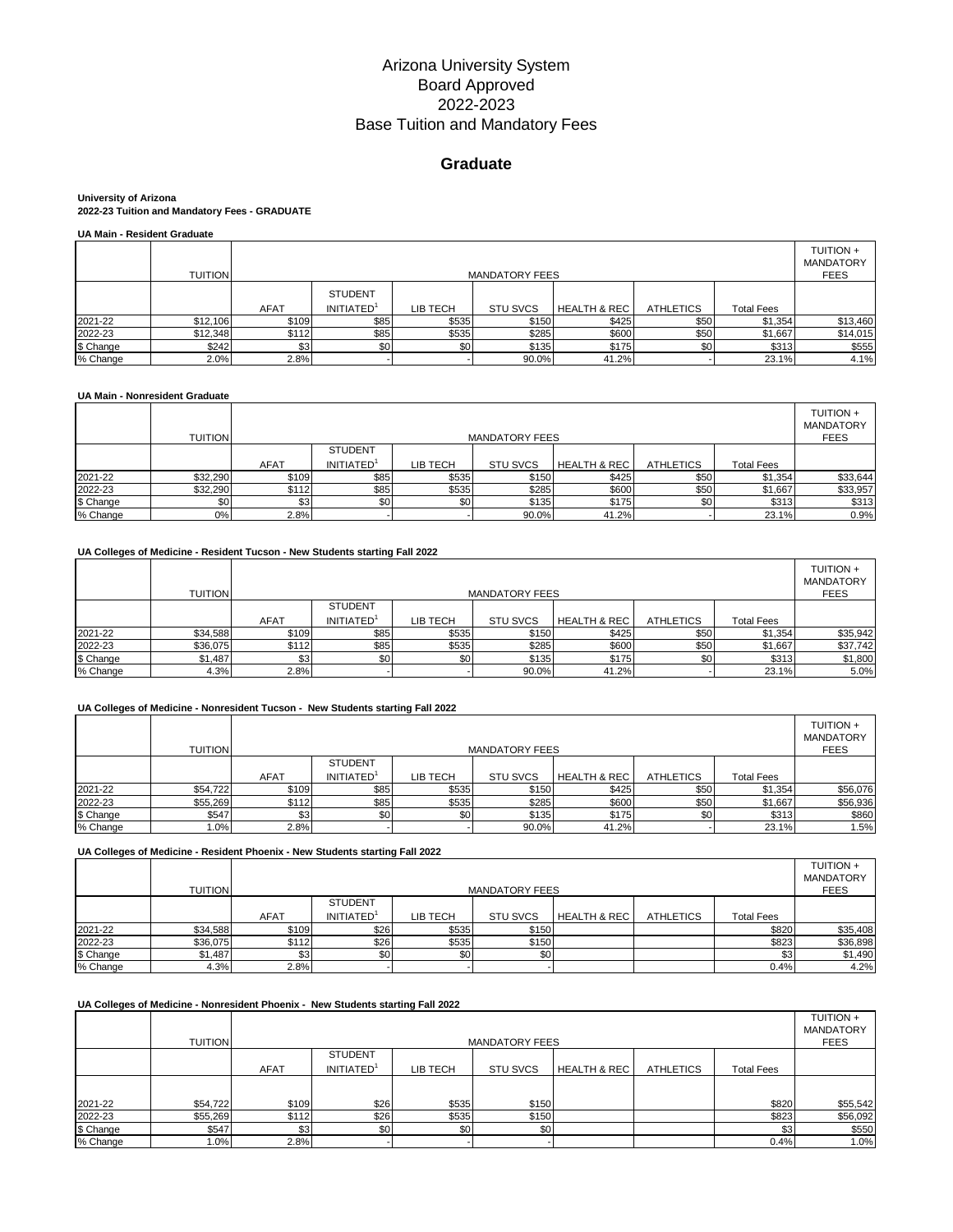# Arizona University System
# Board Approved
# 2022-2023
# Base Tuition and Mandatory Fees

## Graduate

**University of Arizona**
**2022-23 Tuition and Mandatory Fees - GRADUATE**

**UA Main - Resident Graduate**

| | TUITION | MANDATORY FEES | | | | | | | TUITION + MANDATORY FEES |
|---|---|---|---|---|---|---|---|---|---|
| | | AFAT | STUDENT INITIATED[1] | LIB TECH | STU SVCS | HEALTH & REC | ATHLETICS | Total Fees | |
| 2021-22 | $12,106 | $109 | $85 | $535 | $150 | $425 | $50 | $1,354 | $13,460 |
| 2022-23 | $12,348 | $112 | $85 | $535 | $285 | $600 | $50 | $1,667 | $14,015 |
| $ Change | $242 | $3 | $0 | $0 | $135 | $175 | $0 | $313 | $555 |
| % Change | 2.0% | 2.8% | - | - | 90.0% | 41.2% | - | 23.1% | 4.1% |

**UA Main - Nonresident Graduate**

| | TUITION | MANDATORY FEES | | | | | | | TUITION + MANDATORY FEES |
|---|---|---|---|---|---|---|---|---|---|
| | | AFAT | STUDENT INITIATED[1] | LIB TECH | STU SVCS | HEALTH & REC | ATHLETICS | Total Fees | |
| 2021-22 | $32,290 | $109 | $85 | $535 | $150 | $425 | $50 | $1,354 | $33,644 |
| 2022-23 | $32,290 | $112 | $85 | $535 | $285 | $600 | $50 | $1,667 | $33,957 |
| $ Change | $0 | $3 | $0 | $0 | $135 | $175 | $0 | $313 | $313 |
| % Change | 0% | 2.8% | - | - | 90.0% | 41.2% | - | 23.1% | 0.9% |

**UA Colleges of Medicine - Resident Tucson - New Students starting Fall 2022**

| | TUITION | MANDATORY FEES | | | | | | | TUITION + MANDATORY FEES |
|---|---|---|---|---|---|---|---|---|---|
| | | AFAT | STUDENT INITIATED[1] | LIB TECH | STU SVCS | HEALTH & REC | ATHLETICS | Total Fees | |
| 2021-22 | $34,588 | $109 | $85 | $535 | $150 | $425 | $50 | $1,354 | $35,942 |
| 2022-23 | $36,075 | $112 | $85 | $535 | $285 | $600 | $50 | $1,667 | $37,742 |
| $ Change | $1,487 | $3 | $0 | $0 | $135 | $175 | $0 | $313 | $1,800 |
| % Change | 4.3% | 2.8% | - | - | 90.0% | 41.2% | - | 23.1% | 5.0% |

**UA Colleges of Medicine - Nonresident Tucson - New Students starting Fall 2022**

| | TUITION | MANDATORY FEES | | | | | | | TUITION + MANDATORY FEES |
|---|---|---|---|---|---|---|---|---|---|
| | | AFAT | STUDENT INITIATED[1] | LIB TECH | STU SVCS | HEALTH & REC | ATHLETICS | Total Fees | |
| 2021-22 | $54,722 | $109 | $85 | $535 | $150 | $425 | $50 | $1,354 | $56,076 |
| 2022-23 | $55,269 | $112 | $85 | $535 | $285 | $600 | $50 | $1,667 | $56,936 |
| $ Change | $547 | $3 | $0 | $0 | $135 | $175 | $0 | $313 | $860 |
| % Change | 1.0% | 2.8% | - | - | 90.0% | 41.2% | - | 23.1% | 1.5% |

**UA Colleges of Medicine - Resident Phoenix - New Students starting Fall 2022**

| | TUITION | MANDATORY FEES | | | | | | | TUITION + MANDATORY FEES |
|---|---|---|---|---|---|---|---|---|---|
| | | AFAT | STUDENT INITIATED[1] | LIB TECH | STU SVCS | HEALTH & REC | ATHLETICS | Total Fees | |
| 2021-22 | $34,588 | $109 | $26 | $535 | $150 | | | $820 | $35,408 |
| 2022-23 | $36,075 | $112 | $26 | $535 | $150 | | | $823 | $36,898 |
| $ Change | $1,487 | $3 | $0 | $0 | $0 | | | $3 | $1,490 |
| % Change | 4.3% | 2.8% | - | - | - | | | 0.4% | 4.2% |

**UA Colleges of Medicine - Nonresident Phoenix - New Students starting Fall 2022**

| | TUITION | MANDATORY FEES | | | | | | | TUITION + MANDATORY FEES |
|---|---|---|---|---|---|---|---|---|---|
| | | AFAT | STUDENT INITIATED[1] | LIB TECH | STU SVCS | HEALTH & REC | ATHLETICS | Total Fees | |
| 2021-22 | $54,722 | $109 | $26 | $535 | $150 | | | $820 | $55,542 |
| 2022-23 | $55,269 | $112 | $26 | $535 | $150 | | | $823 | $56,092 |
| $ Change | $547 | $3 | $0 | $0 | $0 | | | $3 | $550 |
| % Change | 1.0% | 2.8% | - | - | - | | | 0.4% | 1.0% |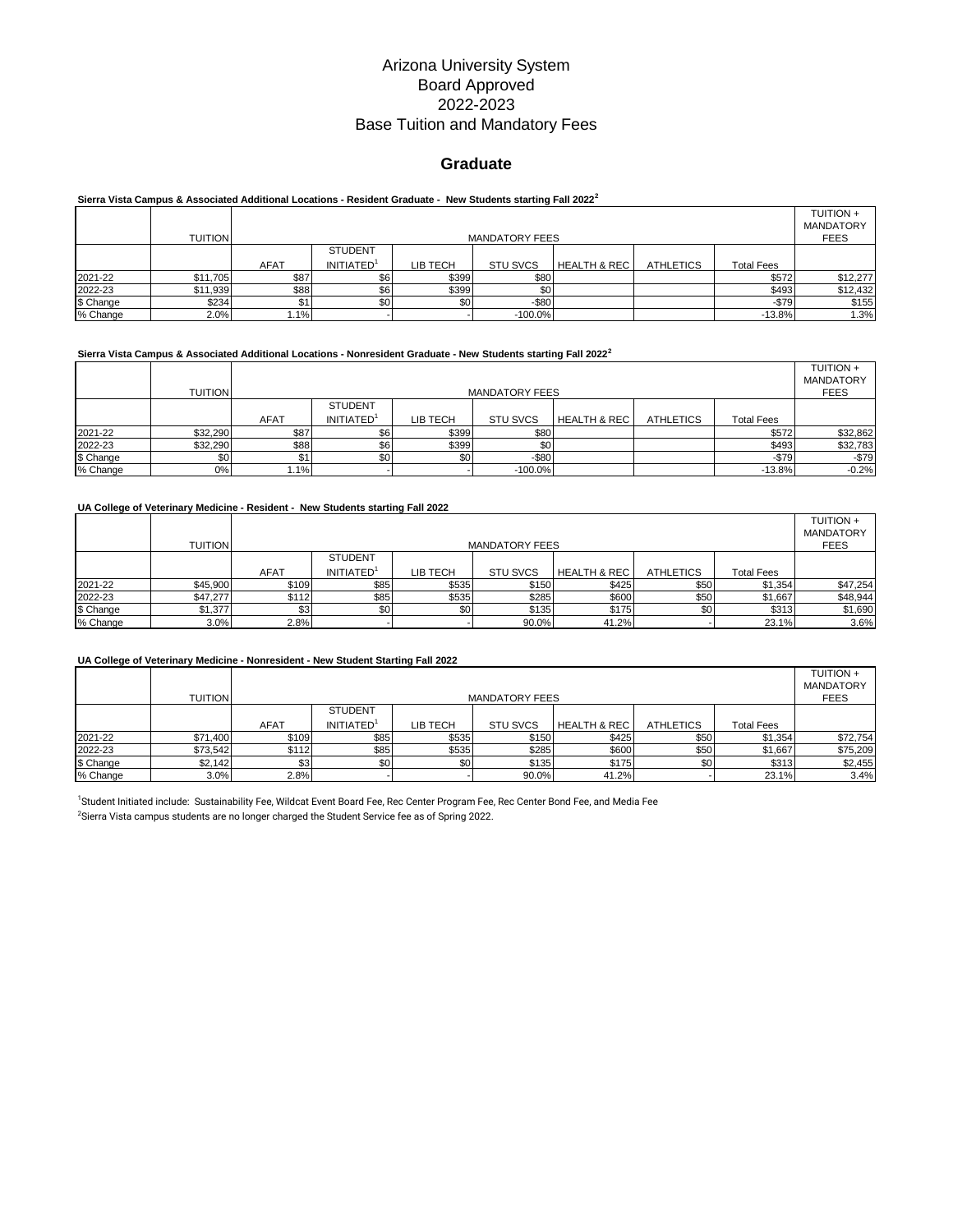# Arizona University System
# Board Approved
# 2022-2023
# Base Tuition and Mandatory Fees

## Graduate

**Sierra Vista Campus & Associated Additional Locations - Resident Graduate - New Students starting Fall 2022[2]**

| | TUITION | MANDATORY FEES | | | | | | | TUITION + MANDATORY FEES |
|---|---|---|---|---|---|---|---|---|---|
| | | AFAT | STUDENT INITIATED[1] | LIB TECH | STU SVCS | HEALTH & REC | ATHLETICS | Total Fees | |
| 2021-22 | $11,705 | $87 | $6 | $399 | $80 | | | $572 | $12,277 |
| 2022-23 | $11,939 | $88 | $6 | $399 | $0 | | | $493 | $12,432 |
| $ Change | $234 | $1 | $0 | $0 | -$80 | | | -$79 | $155 |
| % Change | 2.0% | 1.1% | - | - | -100.0% | | | -13.8% | 1.3% |

**Sierra Vista Campus & Associated Additional Locations - Nonresident Graduate - New Students starting Fall 2022[2]**

| | TUITION | MANDATORY FEES | | | | | | | TUITION + MANDATORY FEES |
|---|---|---|---|---|---|---|---|---|---|
| | | AFAT | STUDENT INITIATED[1] | LIB TECH | STU SVCS | HEALTH & REC | ATHLETICS | Total Fees | |
| 2021-22 | $32,290 | $87 | $6 | $399 | $80 | | | $572 | $32,862 |
| 2022-23 | $32,290 | $88 | $6 | $399 | $0 | | | $493 | $32,783 |
| $ Change | $0 | $1 | $0 | $0 | -$80 | | | -$79 | -$79 |
| % Change | 0% | 1.1% | - | - | -100.0% | | | -13.8% | -0.2% |

**UA College of Veterinary Medicine - Resident - New Students starting Fall 2022**

| | TUITION | MANDATORY FEES | | | | | | | TUITION + MANDATORY FEES |
|---|---|---|---|---|---|---|---|---|---|
| | | AFAT | STUDENT INITIATED[1] | LIB TECH | STU SVCS | HEALTH & REC | ATHLETICS | Total Fees | |
| 2021-22 | $45,900 | $109 | $85 | $535 | $150 | $425 | $50 | $1,354 | $47,254 |
| 2022-23 | $47,277 | $112 | $85 | $535 | $285 | $600 | $50 | $1,667 | $48,944 |
| $ Change | $1,377 | $3 | $0 | $0 | $135 | $175 | $0 | $313 | $1,690 |
| % Change | 3.0% | 2.8% | - | - | 90.0% | 41.2% | - | 23.1% | 3.6% |

**UA College of Veterinary Medicine - Nonresident - New Student Starting Fall 2022**

| | TUITION | MANDATORY FEES | | | | | | | TUITION + MANDATORY FEES |
|---|---|---|---|---|---|---|---|---|---|
| | | AFAT | STUDENT INITIATED[1] | LIB TECH | STU SVCS | HEALTH & REC | ATHLETICS | Total Fees | |
| 2021-22 | $71,400 | $109 | $85 | $535 | $150 | $425 | $50 | $1,354 | $72,754 |
| 2022-23 | $73,542 | $112 | $85 | $535 | $285 | $600 | $50 | $1,667 | $75,209 |
| $ Change | $2,142 | $3 | $0 | $0 | $135 | $175 | $0 | $313 | $2,455 |
| % Change | 3.0% | 2.8% | - | - | 90.0% | 41.2% | - | 23.1% | 3.4% |

[1]Student Initiated include: Sustainability Fee, Wildcat Event Board Fee, Rec Center Program Fee, Rec Center Bond Fee, and Media Fee

[2]Sierra Vista campus students are no longer charged the Student Service fee as of Spring 2022.